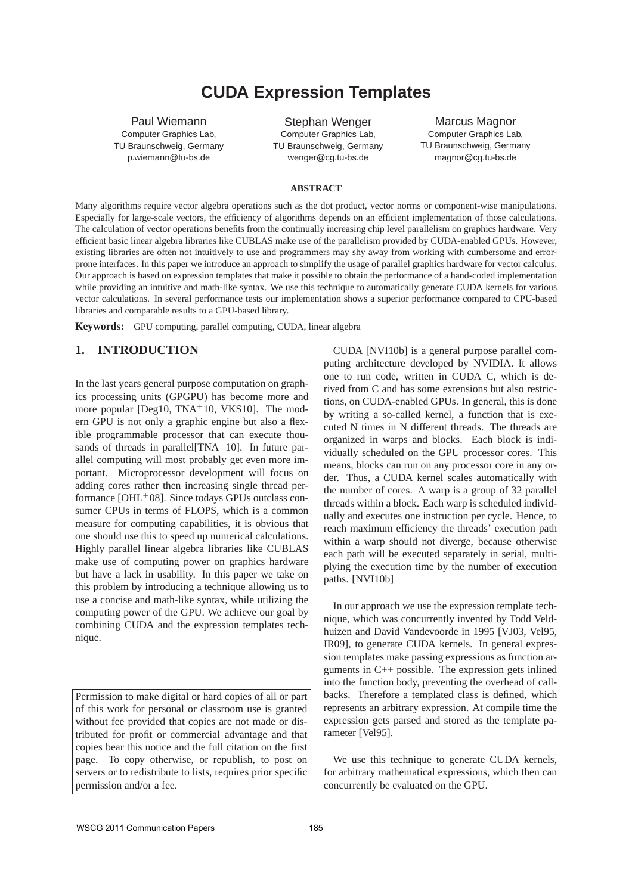# CUDA Expression Templates

Paul Wiemann
Computer Graphics Lab,
TU Braunschweig, Germany
p.wiemann@tu-bs.de

Stephan Wenger
Computer Graphics Lab,
TU Braunschweig, Germany
wenger@cg.tu-bs.de

Marcus Magnor
Computer Graphics Lab,
TU Braunschweig, Germany
magnor@cg.tu-bs.de

## ABSTRACT

Many algorithms require vector algebra operations such as the dot product, vector norms or component-wise manipulations. Especially for large-scale vectors, the efficiency of algorithms depends on an efficient implementation of those calculations. The calculation of vector operations benefits from the continually increasing chip level parallelism on graphics hardware. Very efficient basic linear algebra libraries like CUBLAS make use of the parallelism provided by CUDA-enabled GPUs. However, existing libraries are often not intuitively to use and programmers may shy away from working with cumbersome and error-prone interfaces. In this paper we introduce an approach to simplify the usage of parallel graphics hardware for vector calculus. Our approach is based on expression templates that make it possible to obtain the performance of a hand-coded implementation while providing an intuitive and math-like syntax. We use this technique to automatically generate CUDA kernels for various vector calculations. In several performance tests our implementation shows a superior performance compared to CPU-based libraries and comparable results to a GPU-based library.

**Keywords:** GPU computing, parallel computing, CUDA, linear algebra

## 1. INTRODUCTION

In the last years general purpose computation on graphics processing units (GPGPU) has become more and more popular [Deg10, TNA+10, VKS10]. The modern GPU is not only a graphic engine but also a flexible programmable processor that can execute thousands of threads in parallel[TNA+10]. In future parallel computing will most probably get even more important. Microprocessor development will focus on adding cores rather then increasing single thread performance [OHL+08]. Since todays GPUs outclass consumer CPUs in terms of FLOPS, which is a common measure for computing capabilities, it is obvious that one should use this to speed up numerical calculations. Highly parallel linear algebra libraries like CUBLAS make use of computing power on graphics hardware but have a lack in usability. In this paper we take on this problem by introducing a technique allowing us to use a concise and math-like syntax, while utilizing the computing power of the GPU. We achieve our goal by combining CUDA and the expression templates technique.

Permission to make digital or hard copies of all or part of this work for personal or classroom use is granted without fee provided that copies are not made or distributed for profit or commercial advantage and that copies bear this notice and the full citation on the first page. To copy otherwise, or republish, to post on servers or to redistribute to lists, requires prior specific permission and/or a fee.

CUDA [NVI10b] is a general purpose parallel computing architecture developed by NVIDIA. It allows one to run code, written in CUDA C, which is derived from C and has some extensions but also restrictions, on CUDA-enabled GPUs. In general, this is done by writing a so-called kernel, a function that is executed N times in N different threads. The threads are organized in warps and blocks. Each block is individually scheduled on the GPU processor cores. This means, blocks can run on any processor core in any order. Thus, a CUDA kernel scales automatically with the number of cores. A warp is a group of 32 parallel threads within a block. Each warp is scheduled individually and executes one instruction per cycle. Hence, to reach maximum efficiency the threads' execution path within a warp should not diverge, because otherwise each path will be executed separately in serial, multiplying the execution time by the number of execution paths. [NVI10b]

In our approach we use the expression template technique, which was concurrently invented by Todd Veldhuizen and David Vandevoorde in 1995 [VJ03, Vel95, IR09], to generate CUDA kernels. In general expression templates make passing expressions as function arguments in C++ possible. The expression gets inlined into the function body, preventing the overhead of callbacks. Therefore a templated class is defined, which represents an arbitrary expression. At compile time the expression gets parsed and stored as the template parameter [Vel95].

We use this technique to generate CUDA kernels, for arbitrary mathematical expressions, which then can concurrently be evaluated on the GPU.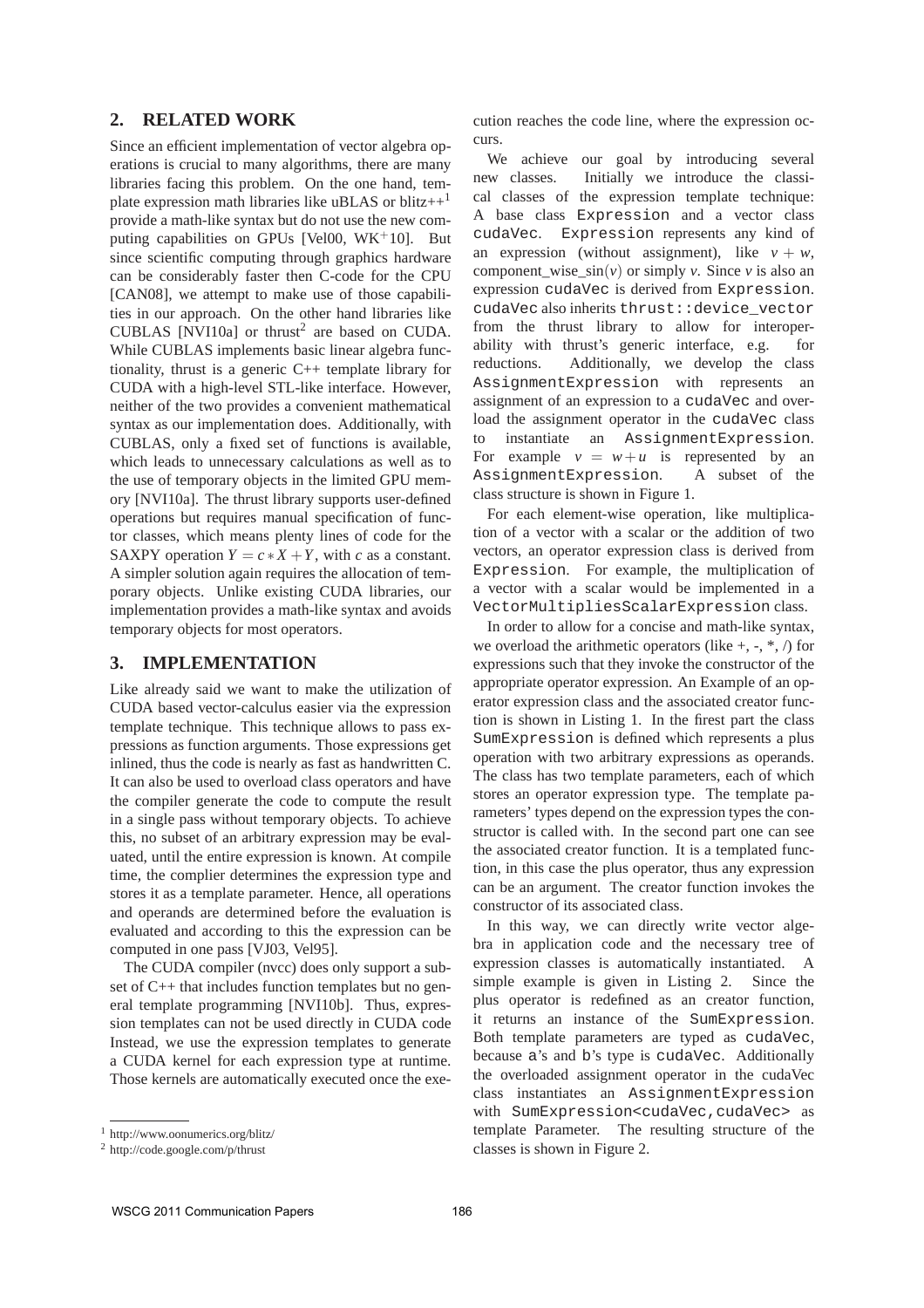## 2. RELATED WORK

Since an efficient implementation of vector algebra operations is crucial to many algorithms, there are many libraries facing this problem. On the one hand, template expression math libraries like uBLAS or blitz++[1] provide a math-like syntax but do not use the new computing capabilities on GPUs [Vel00, WK+10]. But since scientific computing through graphics hardware can be considerably faster then C-code for the CPU [CAN08], we attempt to make use of those capabilities in our approach. On the other hand libraries like CUBLAS [NVI10a] or thrust[2] are based on CUDA. While CUBLAS implements basic linear algebra functionality, thrust is a generic C++ template library for CUDA with a high-level STL-like interface. However, neither of the two provides a convenient mathematical syntax as our implementation does. Additionally, with CUBLAS, only a fixed set of functions is available, which leads to unnecessary calculations as well as to the use of temporary objects in the limited GPU memory [NVI10a]. The thrust library supports user-defined operations but requires manual specification of functor classes, which means plenty lines of code for the SAXPY operation $Y = c * X + Y$, with $c$ as a constant. A simpler solution again requires the allocation of temporary objects. Unlike existing CUDA libraries, our implementation provides a math-like syntax and avoids temporary objects for most operators.

## 3. IMPLEMENTATION

Like already said we want to make the utilization of CUDA based vector-calculus easier via the expression template technique. This technique allows to pass expressions as function arguments. Those expressions get inlined, thus the code is nearly as fast as handwritten C. It can also be used to overload class operators and have the compiler generate the code to compute the result in a single pass without temporary objects. To achieve this, no subset of an arbitrary expression may be evaluated, until the entire expression is known. At compile time, the complier determines the expression type and stores it as a template parameter. Hence, all operations and operands are determined before the evaluation is evaluated and according to this the expression can be computed in one pass [VJ03, Vel95].

The CUDA compiler (nvcc) does only support a subset of C++ that includes function templates but no general template programming [NVI10b]. Thus, expression templates can not be used directly in CUDA code Instead, we use the expression templates to generate a CUDA kernel for each expression type at runtime. Those kernels are automatically executed once the execution reaches the code line, where the expression occurs.

We achieve our goal by introducing several new classes. Initially we introduce the classical classes of the expression template technique: A base class `Expression` and a vector class `cudaVec`. `Expression` represents any kind of an expression (without assignment), like $v + w$, component_wise_sin($v$) or simply $v$. Since $v$ is also an expression `cudaVec` is derived from `Expression`. `cudaVec` also inherits `thrust::device_vector` from the thrust library to allow for interoperability with thrust's generic interface, e.g. for reductions. Additionally, we develop the class `AssignmentExpression` with represents an assignment of an expression to a `cudaVec` and overload the assignment operator in the `cudaVec` class to instantiate an `AssignmentExpression`. For example $v = w + u$ is represented by an `AssignmentExpression`. A subset of the class structure is shown in Figure 1.

For each element-wise operation, like multiplication of a vector with a scalar or the addition of two vectors, an operator expression class is derived from `Expression`. For example, the multiplication of a vector with a scalar would be implemented in a `VectorMultipliesScalarExpression` class.

In order to allow for a concise and math-like syntax, we overload the arithmetic operators (like +, -, *, /) for expressions such that they invoke the constructor of the appropriate operator expression. An Example of an operator expression class and the associated creator function is shown in Listing 1. In the firest part the class `SumExpression` is defined which represents a plus operation with two arbitrary expressions as operands. The class has two template parameters, each of which stores an operator expression type. The template parameters' types depend on the expression types the constructor is called with. In the second part one can see the associated creator function. It is a templated function, in this case the plus operator, thus any expression can be an argument. The creator function invokes the constructor of its associated class.

In this way, we can directly write vector algebra in application code and the necessary tree of expression classes is automatically instantiated. A simple example is given in Listing 2. Since the plus operator is redefined as an creator function, it returns an instance of the `SumExpression`. Both template parameters are typed as `cudaVec`, because `a`'s and `b`'s type is `cudaVec`. Additionally the overloaded assignment operator in the cudaVec class instantiates an `AssignmentExpression` with `SumExpression<cudaVec,cudaVec>` as template Parameter. The resulting structure of the classes is shown in Figure 2.

[1] http://www.oonumerics.org/blitz/

[2] http://code.google.com/p/thrust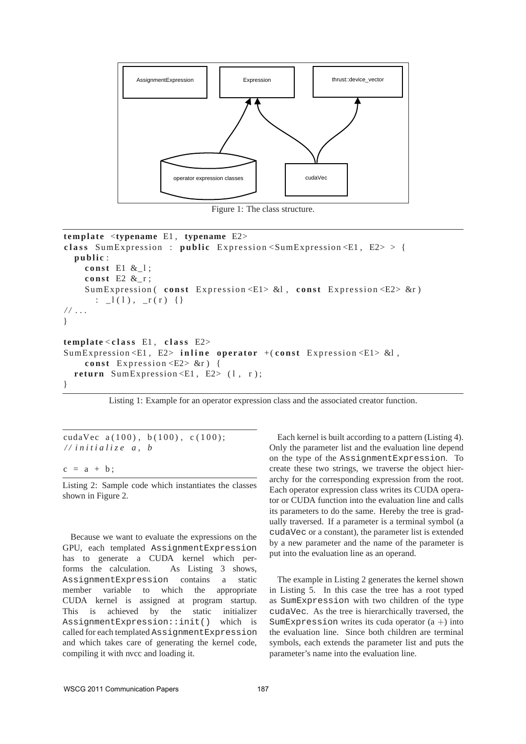Figure 1: The class structure.

```
template <typename E1, typename E2>
class SumExpression : public Expression<SumExpression<E1, E2> > {
  public:
    const E1 &_l;
    const E2 &_r;
    SumExpression( const Expression<E1> &l, const Expression<E2> &r)
      : _l(l), _r(r) {}
// ...
}

template<class E1, class E2>
SumExpression<E1, E2> inline operator +(const Expression<E1> &l,
    const Expression<E2> &r) {
  return SumExpression<E1, E2> (l, r);
}
```

Listing 1: Example for an operator expression class and the associated creator function.

```
cudaVec a(100), b(100), c(100);
//initialize a, b

c = a + b;
```

Listing 2: Sample code which instantiates the classes shown in Figure 2.

Because we want to evaluate the expressions on the GPU, each templated `AssignmentExpression` has to generate a CUDA kernel which performs the calculation. As Listing 3 shows, `AssignmentExpression` contains a static member variable to which the appropriate CUDA kernel is assigned at program startup. This is achieved by the static initializer `AssignmentExpression::init()` which is called for each templated `AssignmentExpression` and which takes care of generating the kernel code, compiling it with nvcc and loading it.

Each kernel is built according to a pattern (Listing 4). Only the parameter list and the evaluation line depend on the type of the `AssignmentExpression`. To create these two strings, we traverse the object hierarchy for the corresponding expression from the root. Each operator expression class writes its CUDA operator or CUDA function into the evaluation line and calls its parameters to do the same. Hereby the tree is gradually traversed. If a parameter is a terminal symbol (a `cudaVec` or a constant), the parameter list is extended by a new parameter and the name of the parameter is put into the evaluation line as an operand.

The example in Listing 2 generates the kernel shown in Listing 5. In this case the tree has a root typed as `SumExpression` with two children of the type `cudaVec`. As the tree is hierarchically traversed, the `SumExpression` writes its cuda operator $(a+)$ into the evaluation line. Since both children are terminal symbols, each extends the parameter list and puts the parameter's name into the evaluation line.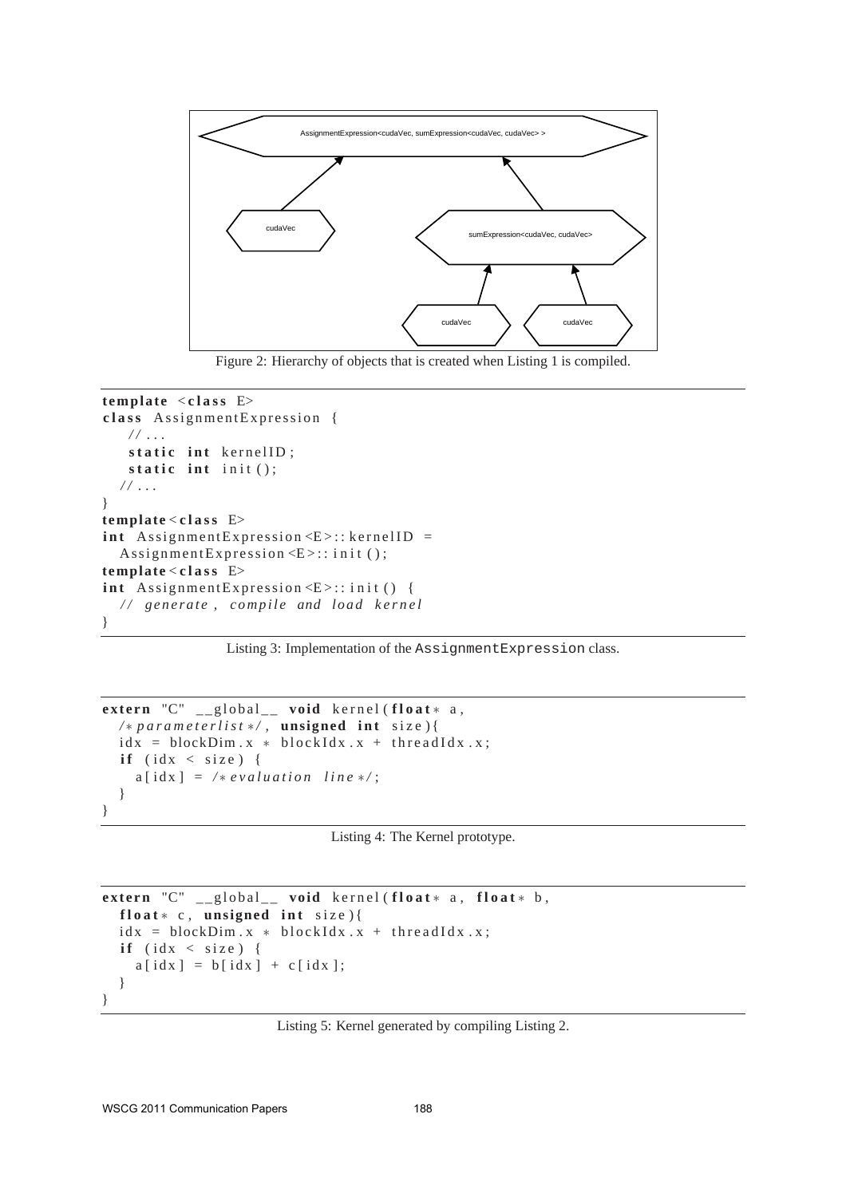Figure 2: Hierarchy of objects that is created when Listing 1 is compiled.

```
template <class E>
class AssignmentExpression {
    // ...
    static int kernelID;
    static int init();
   // ...
}
template<class E>
int AssignmentExpression<E>::kernelID =
   AssignmentExpression<E>::init();
template<class E>
int AssignmentExpression<E>::init() {
   // generate, compile and load kernel
}
```

Listing 3: Implementation of the `AssignmentExpression` class.

```
extern "C" __global__ void kernel(float* a,
  /*parameterlist*/, unsigned int size){
  idx = blockDim.x * blockIdx.x + threadIdx.x;
  if (idx < size) {
    a[idx] = /*evaluation line*/;
  }
}
```

Listing 4: The Kernel prototype.

```
extern "C" __global__ void kernel(float* a, float* b,
  float* c, unsigned int size){
  idx = blockDim.x * blockIdx.x + threadIdx.x;
  if (idx < size) {
    a[idx] = b[idx] + c[idx];
  }
}
```

Listing 5: Kernel generated by compiling Listing 2.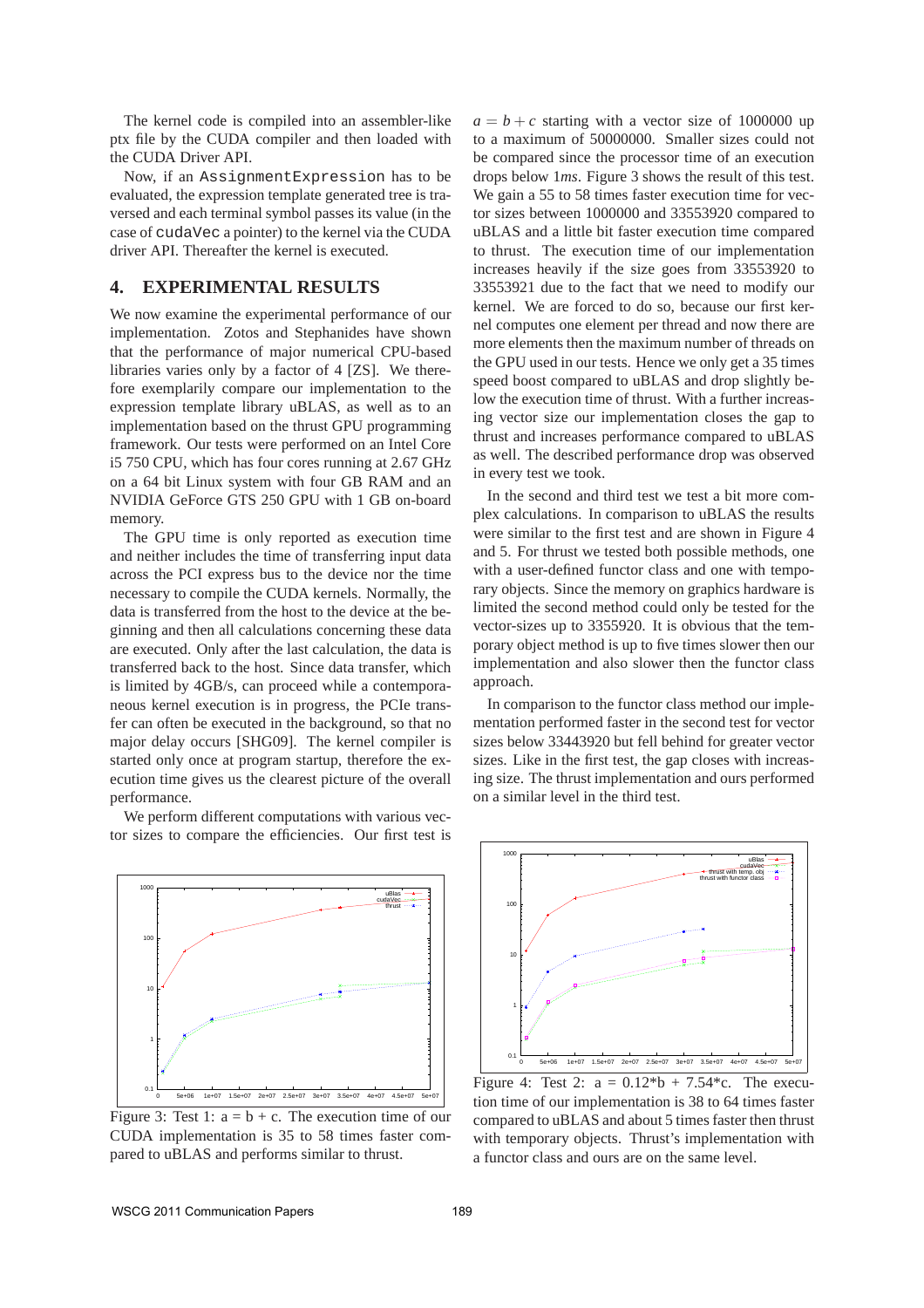The kernel code is compiled into an assembler-like ptx file by the CUDA compiler and then loaded with the CUDA Driver API.

Now, if an `AssignmentExpression` has to be evaluated, the expression template generated tree is traversed and each terminal symbol passes its value (in the case of `cudaVec` a pointer) to the kernel via the CUDA driver API. Thereafter the kernel is executed.

## 4. EXPERIMENTAL RESULTS

We now examine the experimental performance of our implementation. Zotos and Stephanides have shown that the performance of major numerical CPU-based libraries varies only by a factor of 4 [ZS]. We therefore exemplarily compare our implementation to the expression template library uBLAS, as well as to an implementation based on the thrust GPU programming framework. Our tests were performed on an Intel Core i5 750 CPU, which has four cores running at 2.67 GHz on a 64 bit Linux system with four GB RAM and an NVIDIA GeForce GTS 250 GPU with 1 GB on-board memory.

The GPU time is only reported as execution time and neither includes the time of transferring input data across the PCI express bus to the device nor the time necessary to compile the CUDA kernels. Normally, the data is transferred from the host to the device at the beginning and then all calculations concerning these data are executed. Only after the last calculation, the data is transferred back to the host. Since data transfer, which is limited by 4GB/s, can proceed while a contemporaneous kernel execution is in progress, the PCIe transfer can often be executed in the background, so that no major delay occurs [SHG09]. The kernel compiler is started only once at program startup, therefore the execution time gives us the clearest picture of the overall performance.

We perform different computations with various vector sizes to compare the efficiencies. Our first test is $a = b + c$ starting with a vector size of 1000000 up to a maximum of 50000000. Smaller sizes could not be compared since the processor time of an execution drops below 1*ms*. Figure 3 shows the result of this test. We gain a 55 to 58 times faster execution time for vector sizes between 1000000 and 33553920 compared to uBLAS and a little bit faster execution time compared to thrust. The execution time of our implementation increases heavily if the size goes from 33553920 to 33553921 due to the fact that we need to modify our kernel. We are forced to do so, because our first kernel computes one element per thread and now there are more elements then the maximum number of threads on the GPU used in our tests. Hence we only get a 35 times speed boost compared to uBLAS and drop slightly below the execution time of thrust. With a further increasing vector size our implementation closes the gap to thrust and increases performance compared to uBLAS as well. The described performance drop was observed in every test we took.

In the second and third test we test a bit more complex calculations. In comparison to uBLAS the results were similar to the first test and are shown in Figure 4 and 5. For thrust we tested both possible methods, one with a user-defined functor class and one with temporary objects. Since the memory on graphics hardware is limited the second method could only be tested for the vector-sizes up to 3355920. It is obvious that the temporary object method is up to five times slower then our implementation and also slower then the functor class approach.

In comparison to the functor class method our implementation performed faster in the second test for vector sizes below 33443920 but fell behind for greater vector sizes. Like in the first test, the gap closes with increasing size. The thrust implementation and ours performed on a similar level in the third test.

Figure 3: Test 1: a = b + c. The execution time of our CUDA implementation is 35 to 58 times faster compared to uBLAS and performs similar to thrust.

Figure 4: Test 2: a = 0.12\*b + 7.54\*c. The execution time of our implementation is 38 to 64 times faster compared to uBLAS and about 5 times faster then thrust with temporary objects. Thrust's implementation with a functor class and ours are on the same level.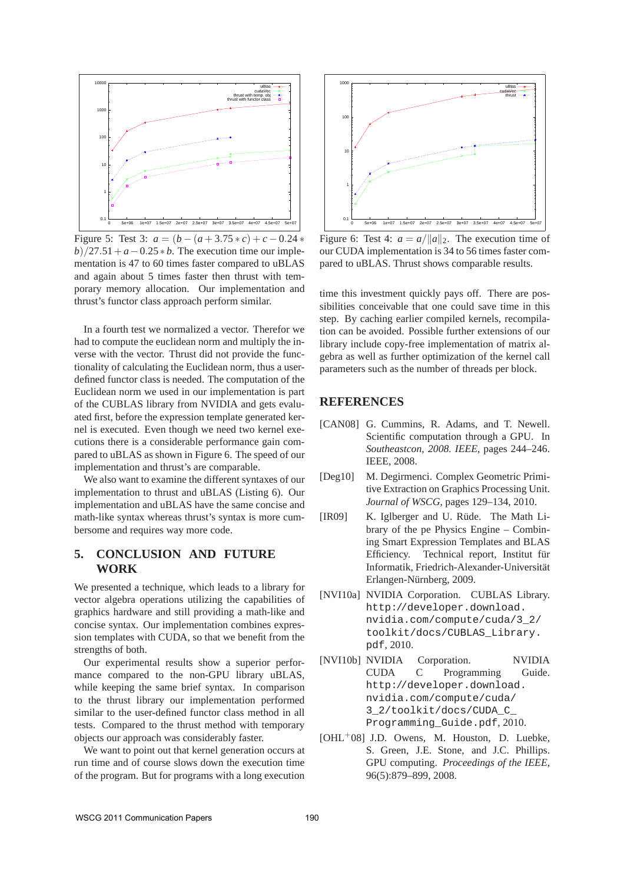Figure 5: Test 3: $a = (b - (a + 3.75 * c) + c - 0.24 * b)/27.51 + a - 0.25 * b$. The execution time our implementation is 47 to 60 times faster compared to uBLAS and again about 5 times faster then thrust with temporary memory allocation. Our implementation and thrust's functor class approach perform similar.

In a fourth test we normalized a vector. Therefor we had to compute the euclidean norm and multiply the inverse with the vector. Thrust did not provide the functionality of calculating the Euclidean norm, thus a user-defined functor class is needed. The computation of the Euclidean norm we used in our implementation is part of the CUBLAS library from NVIDIA and gets evaluated first, before the expression template generated kernel is executed. Even though we need two kernel executions there is a considerable performance gain compared to uBLAS as shown in Figure 6. The speed of our implementation and thrust's are comparable.

We also want to examine the different syntaxes of our implementation to thrust and uBLAS (Listing 6). Our implementation and uBLAS have the same concise and math-like syntax whereas thrust's syntax is more cumbersome and requires way more code.

## 5. CONCLUSION AND FUTURE WORK

We presented a technique, which leads to a library for vector algebra operations utilizing the capabilities of graphics hardware and still providing a math-like and concise syntax. Our implementation combines expression templates with CUDA, so that we benefit from the strengths of both.

Our experimental results show a superior performance compared to the non-GPU library uBLAS, while keeping the same brief syntax. In comparison to the thrust library our implementation performed similar to the user-defined functor class method in all tests. Compared to the thrust method with temporary objects our approach was considerably faster.

We want to point out that kernel generation occurs at run time and of course slows down the execution time of the program. But for programs with a long execution time this investment quickly pays off. There are possibilities conceivable that one could save time in this step. By caching earlier compiled kernels, recompilation can be avoided. Possible further extensions of our library include copy-free implementation of matrix algebra as well as further optimization of the kernel call parameters such as the number of threads per block.

Figure 6: Test 4: $a = a/\|a\|_2$. The execution time of our CUDA implementation is 34 to 56 times faster compared to uBLAS. Thrust shows comparable results.

## REFERENCES

[CAN08] G. Cummins, R. Adams, and T. Newell. Scientific computation through a GPU. In *Southeastcon, 2008. IEEE*, pages 244–246. IEEE, 2008.

[Deg10] M. Degirmenci. Complex Geometric Primitive Extraction on Graphics Processing Unit. *Journal of WSCG*, pages 129–134, 2010.

[IR09] K. Iglberger and U. Rüde. The Math Library of the pe Physics Engine – Combining Smart Expression Templates and BLAS Efficiency. Technical report, Institut für Informatik, Friedrich-Alexander-Universität Erlangen-Nürnberg, 2009.

[NVI10a] NVIDIA Corporation. CUBLAS Library. `http://developer.download.nvidia.com/compute/cuda/3_2/toolkit/docs/CUBLAS_Library.pdf`, 2010.

[NVI10b] NVIDIA Corporation. NVIDIA CUDA C Programming Guide. `http://developer.download.nvidia.com/compute/cuda/3_2/toolkit/docs/CUDA_C_Programming_Guide.pdf`, 2010.

[OHL+08] J.D. Owens, M. Houston, D. Luebke, S. Green, J.E. Stone, and J.C. Phillips. GPU computing. *Proceedings of the IEEE*, 96(5):879–899, 2008.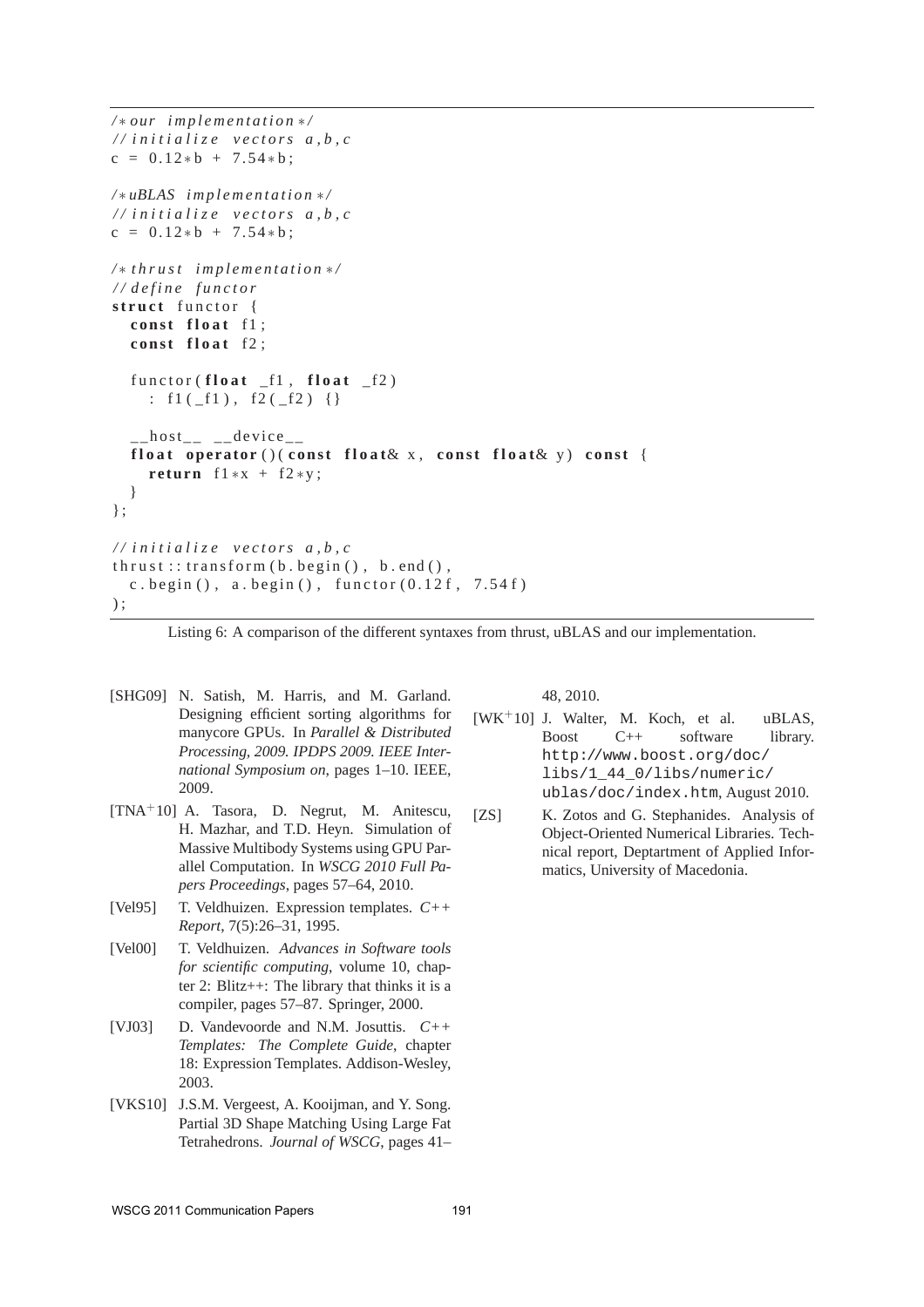```
/*our implementation*/
//initialize vectors a,b,c
c = 0.12*b + 7.54*b;

/*uBLAS implementation*/
//initialize vectors a,b,c
c = 0.12*b + 7.54*b;

/*thrust implementation*/
//define functor
struct functor {
  const float f1;
  const float f2;

  functor(float _f1, float _f2)
    : f1(_f1), f2(_f2) {}

  __host__ __device__
  float operator()(const float& x, const float& y) const {
    return f1*x + f2*y;
  }
};

//initialize vectors a,b,c
thrust::transform(b.begin(), b.end(),
  c.begin(), a.begin(), functor(0.12f, 7.54f)
);
```

Listing 6: A comparison of the different syntaxes from thrust, uBLAS and our implementation.

[SHG09] N. Satish, M. Harris, and M. Garland. Designing efficient sorting algorithms for manycore GPUs. In *Parallel & Distributed Processing, 2009. IPDPS 2009. IEEE International Symposium on*, pages 1–10. IEEE, 2009.

[TNA+10] A. Tasora, D. Negrut, M. Anitescu, H. Mazhar, and T.D. Heyn. Simulation of Massive Multibody Systems using GPU Parallel Computation. In *WSCG 2010 Full Papers Proceedings*, pages 57–64, 2010.

[Vel95] T. Veldhuizen. Expression templates. *C++ Report*, 7(5):26–31, 1995.

[Vel00] T. Veldhuizen. *Advances in Software tools for scientific computing*, volume 10, chapter 2: Blitz++: The library that thinks it is a compiler, pages 57–87. Springer, 2000.

[VJ03] D. Vandevoorde and N.M. Josuttis. *C++ Templates: The Complete Guide*, chapter 18: Expression Templates. Addison-Wesley, 2003.

[VKS10] J.S.M. Vergeest, A. Kooijman, and Y. Song. Partial 3D Shape Matching Using Large Fat Tetrahedrons. *Journal of WSCG*, pages 41–48, 2010.

[WK+10] J. Walter, M. Koch, et al. uBLAS, Boost C++ software library. `http://www.boost.org/doc/libs/1_44_0/libs/numeric/ublas/doc/index.htm`, August 2010.

[ZS] K. Zotos and G. Stephanides. Analysis of Object-Oriented Numerical Libraries. Technical report, Deptartment of Applied Informatics, University of Macedonia.